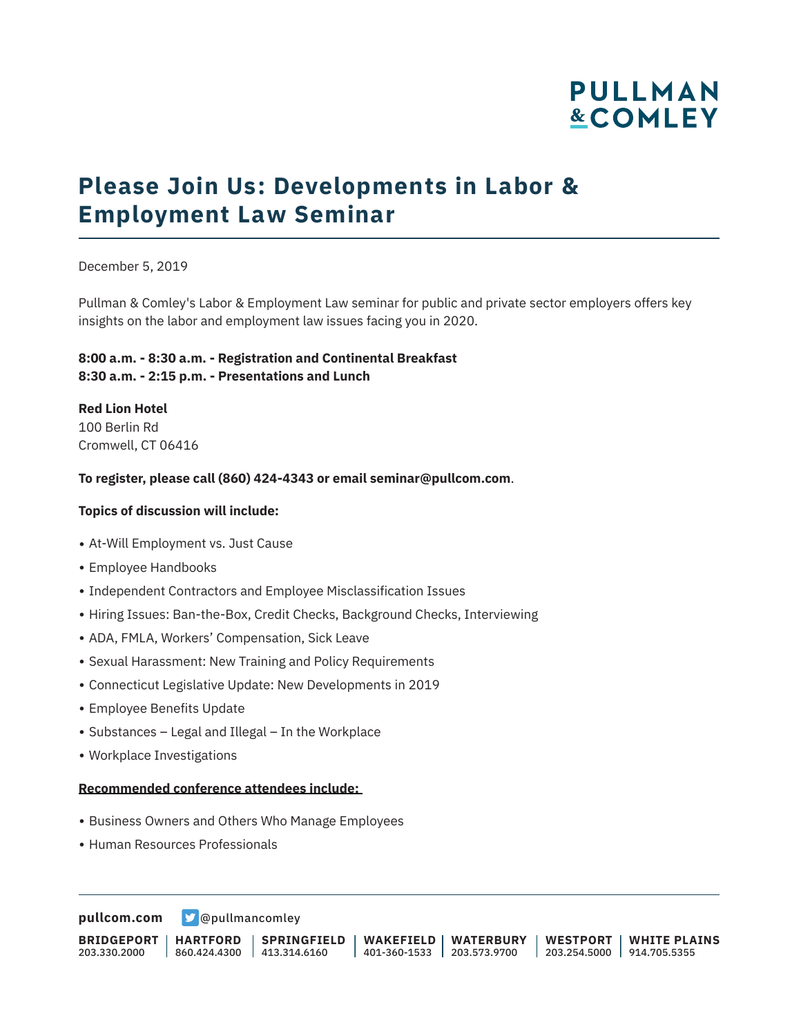# Please Join Us: Developments in Labor & Employment Law Seminar

December 5, 2019

Pullman & Comley's Labor & Employment Law seminar for public and private sector employers offers key insights on the labor and employment law issues facing you in 2020.

**8:00 a.m. - 8:30 a.m. - Registration and Continental Breakfast**
**8:30 a.m. - 2:15 p.m. - Presentations and Lunch**

**Red Lion Hotel**
100 Berlin Rd
Cromwell, CT 06416

**To register, please call (860) 424-4343 or email seminar@pullcom.com**.

**Topics of discussion will include:**

- At-Will Employment vs. Just Cause
- Employee Handbooks
- Independent Contractors and Employee Misclassification Issues
- Hiring Issues: Ban-the-Box, Credit Checks, Background Checks, Interviewing
- ADA, FMLA, Workers' Compensation, Sick Leave
- Sexual Harassment: New Training and Policy Requirements
- Connecticut Legislative Update: New Developments in 2019
- Employee Benefits Update
- Substances – Legal and Illegal – In the Workplace
- Workplace Investigations

**Recommended conference attendees include:**

- Business Owners and Others Who Manage Employees
- Human Resources Professionals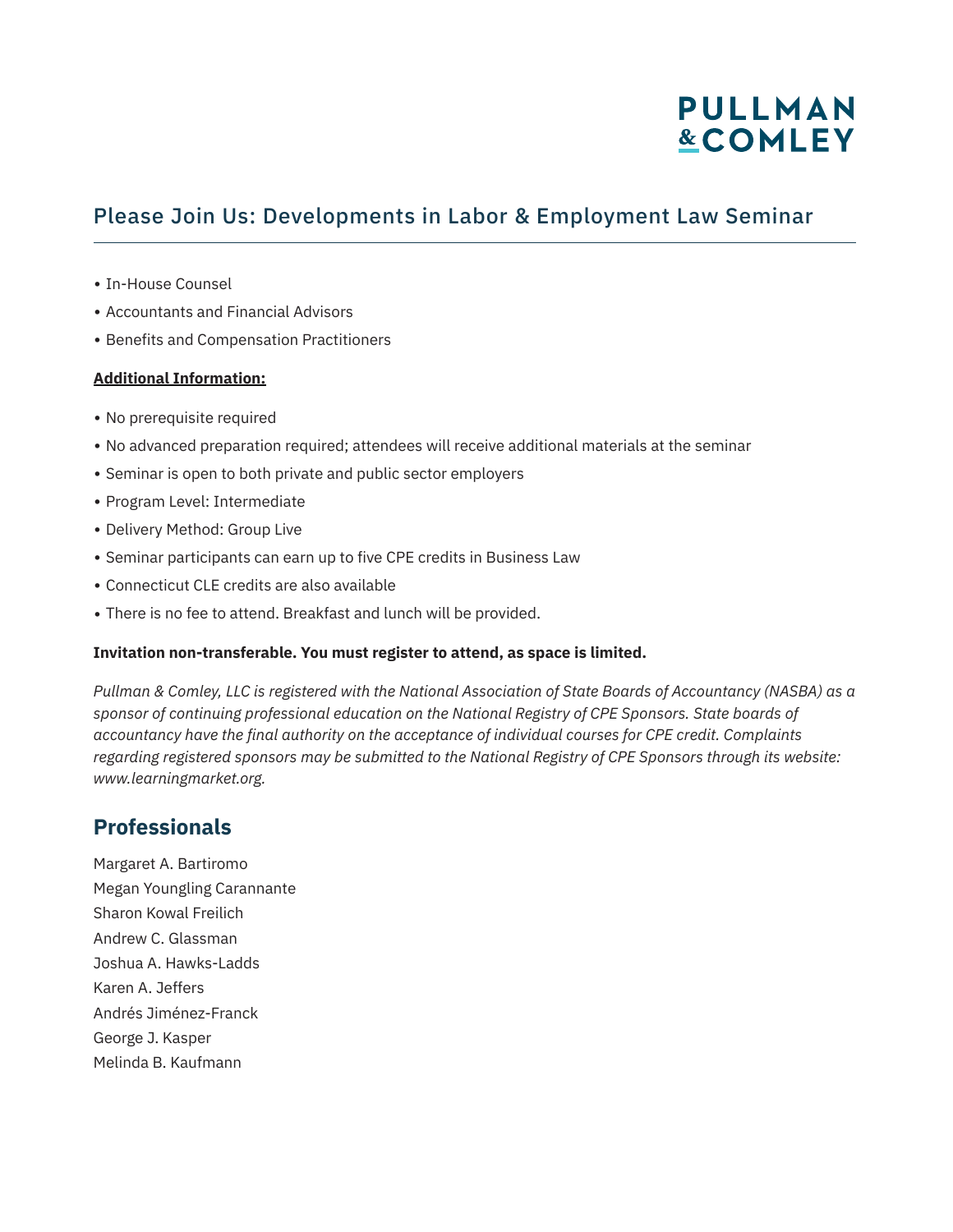## Please Join Us: Developments in Labor & Employment Law Seminar

- In-House Counsel
- Accountants and Financial Advisors
- Benefits and Compensation Practitioners

**Additional Information:**

- No prerequisite required
- No advanced preparation required; attendees will receive additional materials at the seminar
- Seminar is open to both private and public sector employers
- Program Level: Intermediate
- Delivery Method: Group Live
- Seminar participants can earn up to five CPE credits in Business Law
- Connecticut CLE credits are also available
- There is no fee to attend. Breakfast and lunch will be provided.

**Invitation non-transferable. You must register to attend, as space is limited.**

*Pullman & Comley, LLC is registered with the National Association of State Boards of Accountancy (NASBA) as a sponsor of continuing professional education on the National Registry of CPE Sponsors. State boards of accountancy have the final authority on the acceptance of individual courses for CPE credit. Complaints regarding registered sponsors may be submitted to the National Registry of CPE Sponsors through its website: www.learningmarket.org.*

## Professionals

Margaret A. Bartiromo
Megan Youngling Carannante
Sharon Kowal Freilich
Andrew C. Glassman
Joshua A. Hawks-Ladds
Karen A. Jeffers
Andrés Jiménez-Franck
George J. Kasper
Melinda B. Kaufmann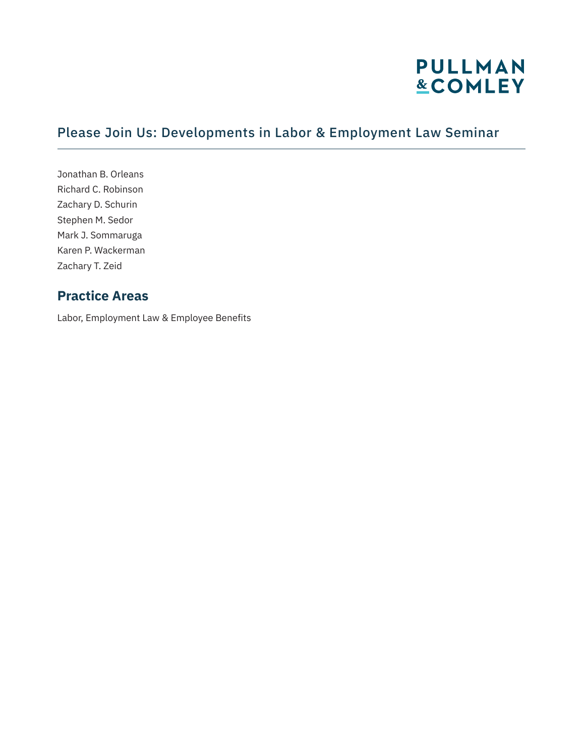Jonathan B. Orleans
Richard C. Robinson
Zachary D. Schurin
Stephen M. Sedor
Mark J. Sommaruga
Karen P. Wackerman
Zachary T. Zeid

## Practice Areas

Labor, Employment Law & Employee Benefits